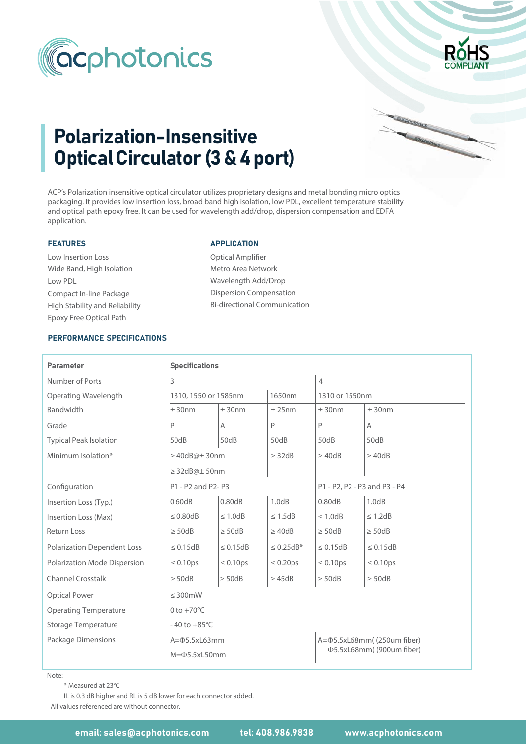acphotonics

ROHS COMPLIANT

# Polarization-Insensitive Optical Circulator (3 & 4 port)

ACP's Polarization insensitive optical circulator utilizes proprietary designs and metal bonding micro optics packaging. It provides low insertion loss, broad band high isolation, low PDL, excellent temperature stability and optical path epoxy free. It can be used for wavelength add/drop, dispersion compensation and EDFA application.

### FEATURES

Low Insertion Loss
Wide Band, High Isolation
Low PDL
Compact In-line Package
High Stability and Reliability
Epoxy Free Optical Path

### APPLICATION

Optical Amplifier
Metro Area Network
Wavelength Add/Drop
Dispersion Compensation
Bi-directional Communication

### PERFORMANCE SPECIFICATIONS

| Parameter | Specifications | | | | |
|---|---|---|---|---|---|
| Number of Ports | 3 | | | 4 | |
| Operating Wavelength | 1310, 1550 or 1585nm | | 1650nm | 1310 or 1550nm | |
| Bandwidth | ± 30nm | ± 30nm | ± 25nm | ± 30nm | ± 30nm |
| Grade | P | A | P | P | A |
| Typical Peak Isolation | 50dB | 50dB | 50dB | 50dB | 50dB |
| Minimum Isolation* | ≥ 40dB@± 30nm<br>≥ 32dB@± 50nm | | ≥ 32dB | ≥ 40dB | ≥ 40dB |
| Configuration | P1 - P2 and P2- P3 | | | P1 - P2, P2 - P3 and P3 - P4 | |
| Insertion Loss (Typ.) | 0.60dB | 0.80dB | 1.0dB | 0.80dB | 1.0dB |
| Insertion Loss (Max) | ≤ 0.80dB | ≤ 1.0dB | ≤ 1.5dB | ≤ 1.0dB | ≤ 1.2dB |
| Return Loss | ≥ 50dB | ≥ 50dB | ≥ 40dB | ≥ 50dB | ≥ 50dB |
| Polarization Dependent Loss | ≤ 0.15dB | ≤ 0.15dB | ≤ 0.25dB* | ≤ 0.15dB | ≤ 0.15dB |
| Polarization Mode Dispersion | ≤ 0.10ps | ≤ 0.10ps | ≤ 0.20ps | ≤ 0.10ps | ≤ 0.10ps |
| Channel Crosstalk | ≥ 50dB | ≥ 50dB | ≥ 45dB | ≥ 50dB | ≥ 50dB |
| Optical Power | ≤ 300mW | | | | |
| Operating Temperature | 0 to +70°C | | | | |
| Storage Temperature | - 40 to +85°C | | | | |
| Package Dimensions | A=Φ5.5xL63mm<br>M=Φ5.5xL50mm | | | A=Φ5.5xL68mm( (250um fiber)<br>Φ5.5xL68mm( (900um fiber) | |

Note:

\* Measured at 23°C

IL is 0.3 dB higher and RL is 5 dB lower for each connector added.

All values referenced are without connector.

email: sales@acphotonics.com tel: 408.986.9838 www.acphotonics.com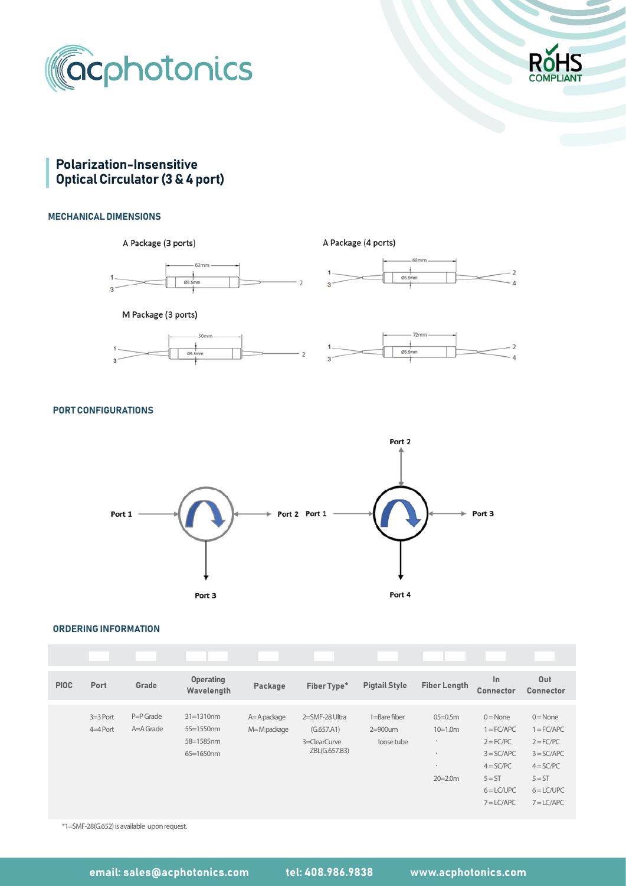## Polarization-Insensitive Optical Circulator (3 & 4 port)

### MECHANICAL DIMENSIONS

A Package (3 ports)

63mm
Ø5.5mm
1
3
2

A Package (4 ports)

68mm
Ø5.5mm
1
3
2
4

M Package (3 ports)

50mm
Ø5.5mm
1
3
2

72mm
Ø5.5mm
1
3
2
4

### PORT CONFIGURATIONS

Port 1
Port 2
Port 3

Port 1
Port 2
Port 3
Port 4

### ORDERING INFORMATION

| PIOC | Port | Grade | Operating Wavelength | Package | Fiber Type* | Pigtail Style | Fiber Length | In Connector | Out Connector |
|---|---|---|---|---|---|---|---|---|---|
| | 3=3 Port<br>4=4 Port | P=P Grade<br>A=A Grade | 31=1310nm<br>55=1550nm<br>58=1585nm<br>65=1650nm | A=A package<br>M=M package | 2=SMF-28 Ultra (G.657.A1)<br>3=ClearCurve ZBL(G.657.B3) | 1=Bare fiber<br>2=900um loose tube | 05=0.5m<br>10=1.0m<br>·<br>·<br>·<br>20=2.0m | 0=None<br>1=FC/APC<br>2=FC/PC<br>3=SC/APC<br>4=SC/PC<br>5=ST<br>6=LC/UPC<br>7=LC/APC | 0=None<br>1=FC/APC<br>2=FC/PC<br>3=SC/APC<br>4=SC/PC<br>5=ST<br>6=LC/UPC<br>7=LC/APC |

*1=SMF-28(G.652) is available upon request.

email: sales@acphotonics.com tel: 408.986.9838 www.acphotonics.com